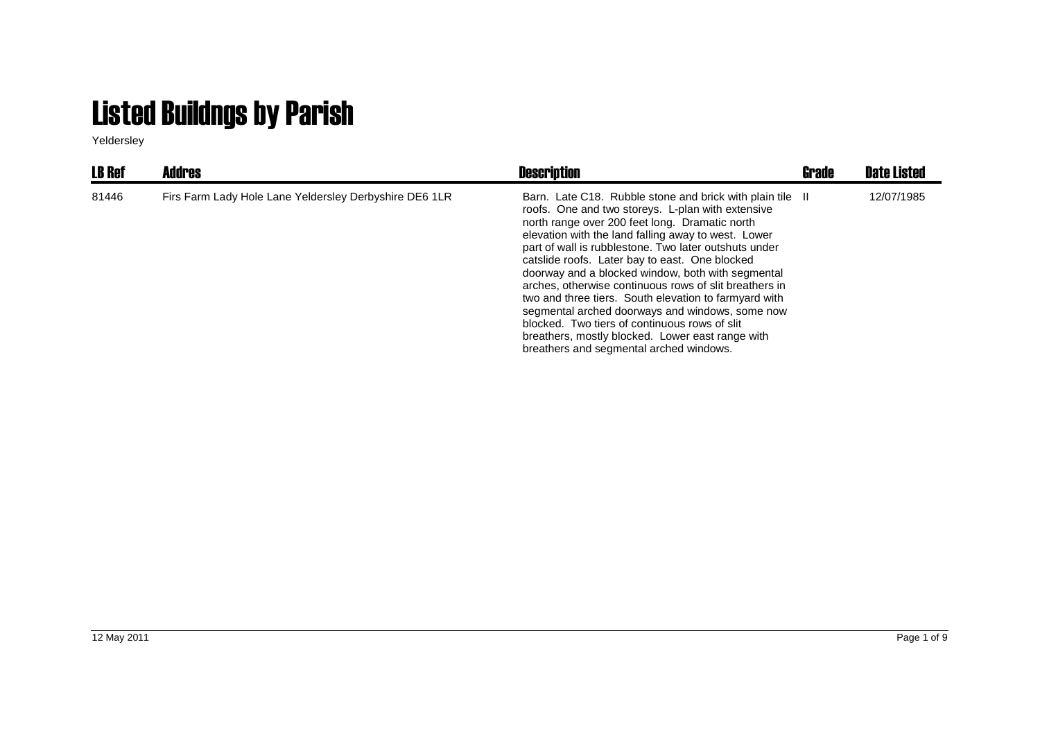# Listed Buildngs by Parish

Yeldersley

| LB Ref | Addres | Description | Grade | Date Listed |
|---|---|---|---|---|
| 81446 | Firs Farm Lady Hole Lane Yeldersley Derbyshire DE6 1LR | Barn. Late C18. Rubble stone and brick with plain tile roofs. One and two storeys. L-plan with extensive north range over 200 feet long. Dramatic north elevation with the land falling away to west. Lower part of wall is rubblestone. Two later outshuts under catslide roofs. Later bay to east. One blocked doorway and a blocked window, both with segmental arches, otherwise continuous rows of slit breathers in two and three tiers. South elevation to farmyard with segmental arched doorways and windows, some now blocked. Two tiers of continuous rows of slit breathers, mostly blocked. Lower east range with breathers and segmental arched windows. | II | 12/07/1985 |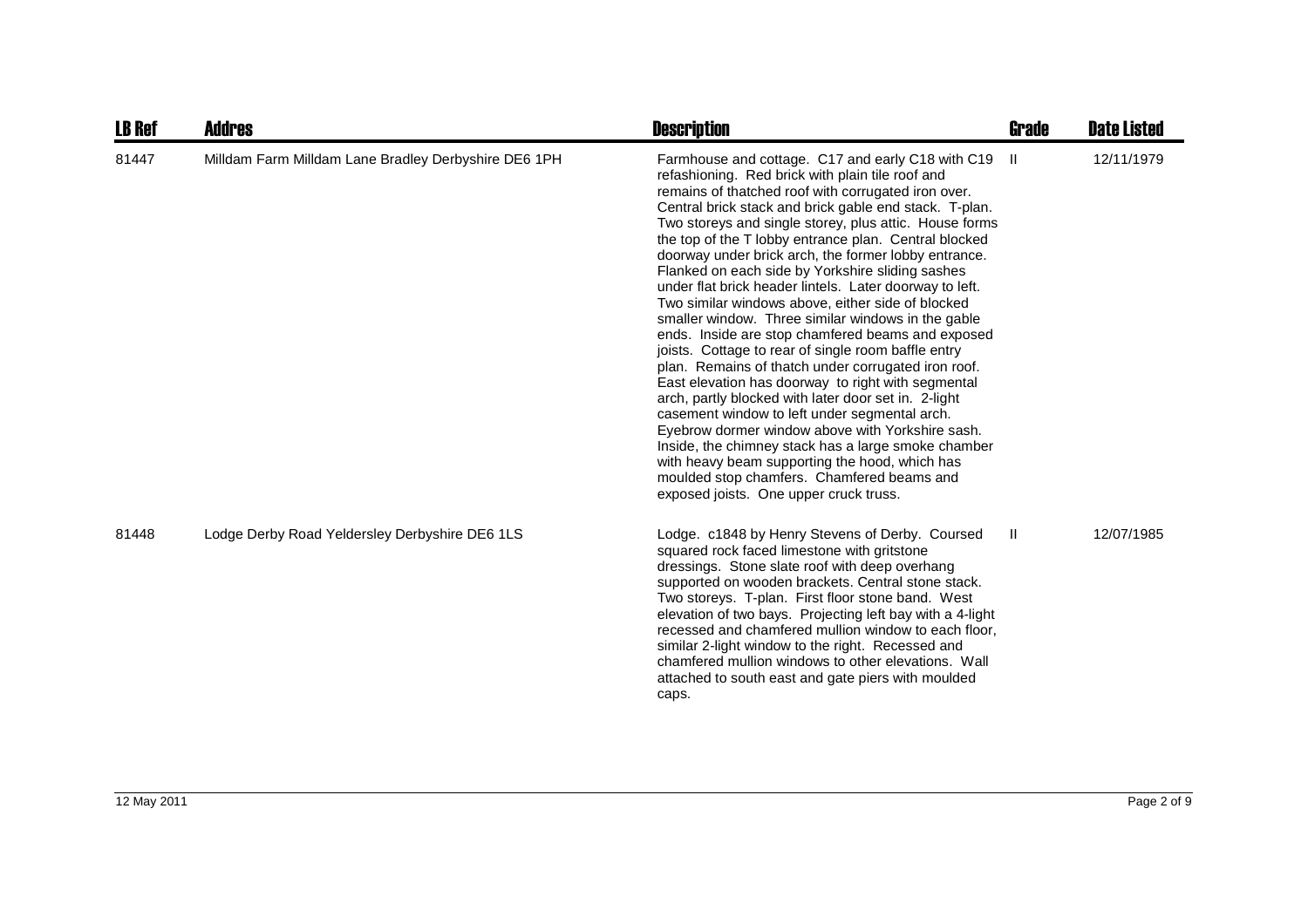| LB Ref | Addres | Description | Grade | Date Listed |
|---|---|---|---|---|
| 81447 | Milldam Farm Milldam Lane Bradley Derbyshire DE6 1PH | Farmhouse and cottage. C17 and early C18 with C19 refashioning. Red brick with plain tile roof and remains of thatched roof with corrugated iron over. Central brick stack and brick gable end stack. T-plan. Two storeys and single storey, plus attic. House forms the top of the T lobby entrance plan. Central blocked doorway under brick arch, the former lobby entrance. Flanked on each side by Yorkshire sliding sashes under flat brick header lintels. Later doorway to left. Two similar windows above, either side of blocked smaller window. Three similar windows in the gable ends. Inside are stop chamfered beams and exposed joists. Cottage to rear of single room baffle entry plan. Remains of thatch under corrugated iron roof. East elevation has doorway to right with segmental arch, partly blocked with later door set in. 2-light casement window to left under segmental arch. Eyebrow dormer window above with Yorkshire sash. Inside, the chimney stack has a large smoke chamber with heavy beam supporting the hood, which has moulded stop chamfers. Chamfered beams and exposed joists. One upper cruck truss. | II | 12/11/1979 |
| 81448 | Lodge Derby Road Yeldersley Derbyshire DE6 1LS | Lodge. c1848 by Henry Stevens of Derby. Coursed squared rock faced limestone with gritstone dressings. Stone slate roof with deep overhang supported on wooden brackets. Central stone stack. Two storeys. T-plan. First floor stone band. West elevation of two bays. Projecting left bay with a 4-light recessed and chamfered mullion window to each floor, similar 2-light window to the right. Recessed and chamfered mullion windows to other elevations. Wall attached to south east and gate piers with moulded caps. | II | 12/07/1985 |

12 May 2011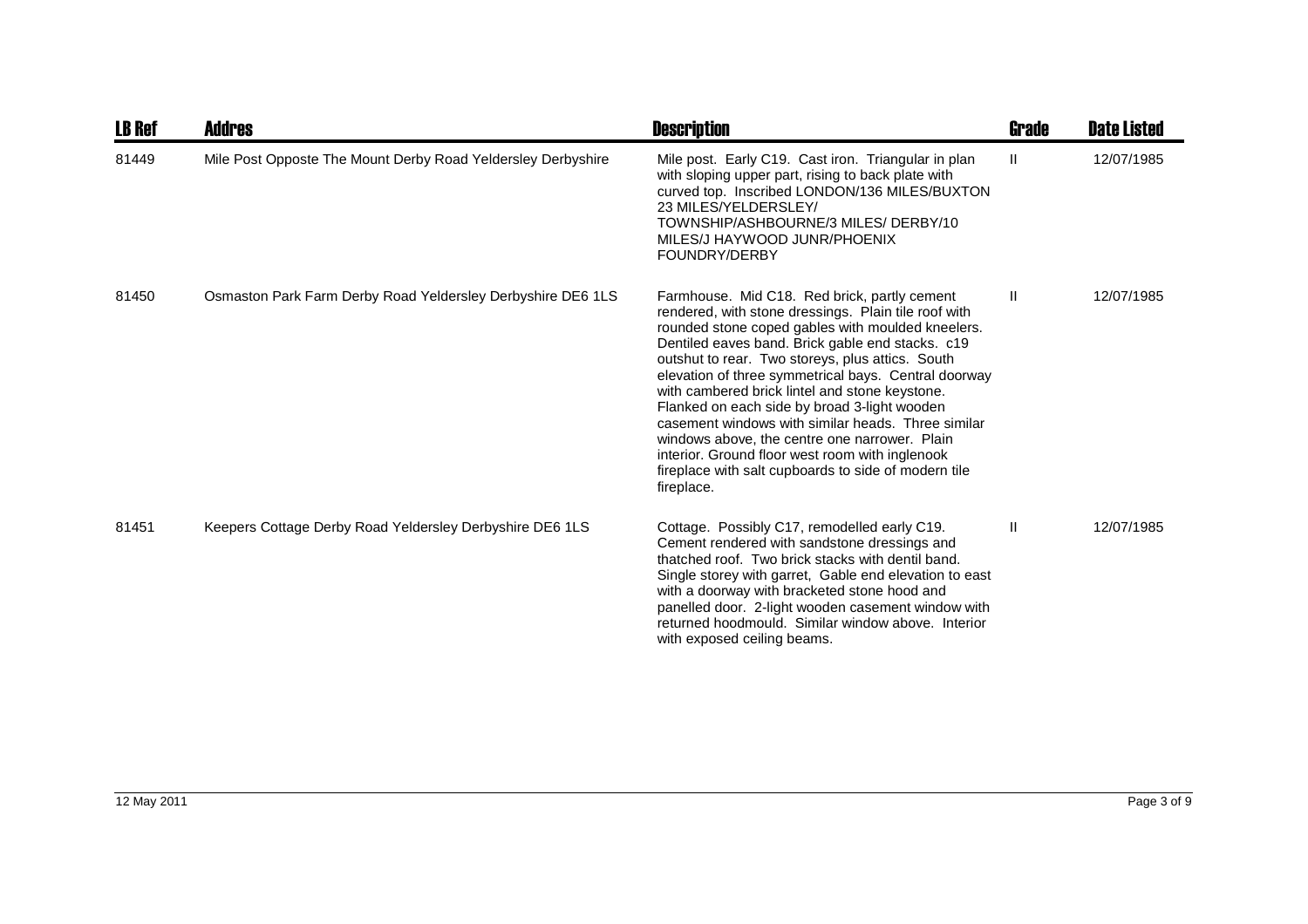| LB Ref | Addres | Description | Grade | Date Listed |
| --- | --- | --- | --- | --- |
| 81449 | Mile Post Opposte The Mount Derby Road Yeldersley Derbyshire | Mile post. Early C19. Cast iron. Triangular in plan with sloping upper part, rising to back plate with curved top. Inscribed LONDON/136 MILES/BUXTON 23 MILES/YELDERSLEY/ TOWNSHIP/ASHBOURNE/3 MILES/ DERBY/10 MILES/J HAYWOOD JUNR/PHOENIX FOUNDRY/DERBY | II | 12/07/1985 |
| 81450 | Osmaston Park Farm Derby Road Yeldersley Derbyshire DE6 1LS | Farmhouse. Mid C18. Red brick, partly cement rendered, with stone dressings. Plain tile roof with rounded stone coped gables with moulded kneelers. Dentiled eaves band. Brick gable end stacks. c19 outshut to rear. Two storeys, plus attics. South elevation of three symmetrical bays. Central doorway with cambered brick lintel and stone keystone. Flanked on each side by broad 3-light wooden casement windows with similar heads. Three similar windows above, the centre one narrower. Plain interior. Ground floor west room with inglenook fireplace with salt cupboards to side of modern tile fireplace. | II | 12/07/1985 |
| 81451 | Keepers Cottage Derby Road Yeldersley Derbyshire DE6 1LS | Cottage. Possibly C17, remodelled early C19. Cement rendered with sandstone dressings and thatched roof. Two brick stacks with dentil band. Single storey with garret, Gable end elevation to east with a doorway with bracketed stone hood and panelled door. 2-light wooden casement window with returned hoodmould. Similar window above. Interior with exposed ceiling beams. | II | 12/07/1985 |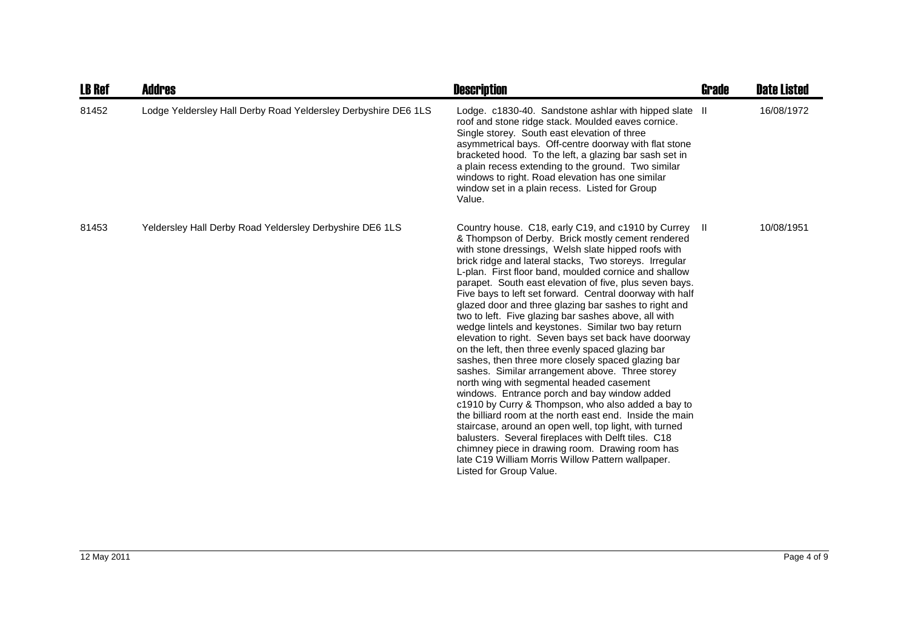| LB Ref | Addres | Description | Grade | Date Listed |
|---|---|---|---|---|
| 81452 | Lodge Yeldersley Hall Derby Road Yeldersley Derbyshire DE6 1LS | Lodge. c1830-40. Sandstone ashlar with hipped slate roof and stone ridge stack. Moulded eaves cornice. Single storey. South east elevation of three asymmetrical bays. Off-centre doorway with flat stone bracketed hood. To the left, a glazing bar sash set in a plain recess extending to the ground. Two similar windows to right. Road elevation has one similar window set in a plain recess. Listed for Group Value. | II | 16/08/1972 |
| 81453 | Yeldersley Hall Derby Road Yeldersley Derbyshire DE6 1LS | Country house. C18, early C19, and c1910 by Currey & Thompson of Derby. Brick mostly cement rendered with stone dressings, Welsh slate hipped roofs with brick ridge and lateral stacks, Two storeys. Irregular L-plan. First floor band, moulded cornice and shallow parapet. South east elevation of five, plus seven bays. Five bays to left set forward. Central doorway with half glazed door and three glazing bar sashes to right and two to left. Five glazing bar sashes above, all with wedge lintels and keystones. Similar two bay return elevation to right. Seven bays set back have doorway on the left, then three evenly spaced glazing bar sashes, then three more closely spaced glazing bar sashes. Similar arrangement above. Three storey north wing with segmental headed casement windows. Entrance porch and bay window added c1910 by Curry & Thompson, who also added a bay to the billiard room at the north east end. Inside the main staircase, around an open well, top light, with turned balusters. Several fireplaces with Delft tiles. C18 chimney piece in drawing room. Drawing room has late C19 William Morris Willow Pattern wallpaper. Listed for Group Value. | II | 10/08/1951 |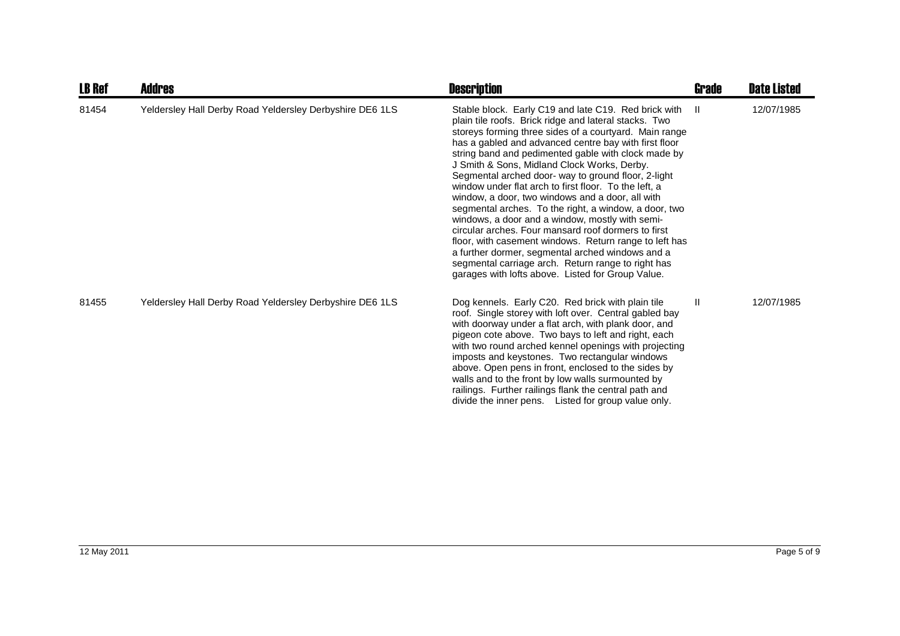| LB Ref | Addres | Description | Grade | Date Listed |
| --- | --- | --- | --- | --- |
| 81454 | Yeldersley Hall Derby Road Yeldersley Derbyshire DE6 1LS | Stable block. Early C19 and late C19. Red brick with plain tile roofs. Brick ridge and lateral stacks. Two storeys forming three sides of a courtyard. Main range has a gabled and advanced centre bay with first floor string band and pedimented gable with clock made by J Smith & Sons, Midland Clock Works, Derby. Segmental arched door- way to ground floor, 2-light window under flat arch to first floor. To the left, a window, a door, two windows and a door, all with segmental arches. To the right, a window, a door, two windows, a door and a window, mostly with semi-circular arches. Four mansard roof dormers to first floor, with casement windows. Return range to left has a further dormer, segmental arched windows and a segmental carriage arch. Return range to right has garages with lofts above. Listed for Group Value. | II | 12/07/1985 |
| 81455 | Yeldersley Hall Derby Road Yeldersley Derbyshire DE6 1LS | Dog kennels. Early C20. Red brick with plain tile roof. Single storey with loft over. Central gabled bay with doorway under a flat arch, with plank door, and pigeon cote above. Two bays to left and right, each with two round arched kennel openings with projecting imposts and keystones. Two rectangular windows above. Open pens in front, enclosed to the sides by walls and to the front by low walls surmounted by railings. Further railings flank the central path and divide the inner pens. Listed for group value only. | II | 12/07/1985 |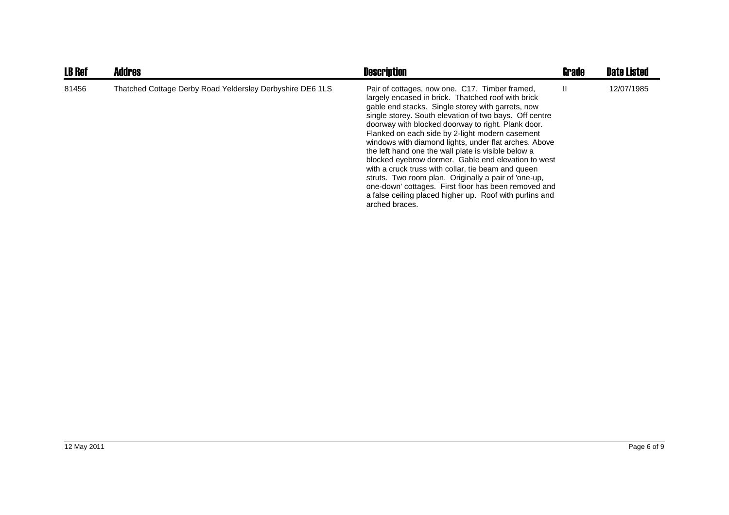| LB Ref | Addres | Description | Grade | Date Listed |
|---|---|---|---|---|
| 81456 | Thatched Cottage Derby Road Yeldersley Derbyshire DE6 1LS | Pair of cottages, now one. C17. Timber framed, largely encased in brick. Thatched roof with brick gable end stacks. Single storey with garrets, now single storey. South elevation of two bays. Off centre doorway with blocked doorway to right. Plank door. Flanked on each side by 2-light modern casement windows with diamond lights, under flat arches. Above the left hand one the wall plate is visible below a blocked eyebrow dormer. Gable end elevation to west with a cruck truss with collar, tie beam and queen struts. Two room plan. Originally a pair of 'one-up, one-down' cottages. First floor has been removed and a false ceiling placed higher up. Roof with purlins and arched braces. | II | 12/07/1985 |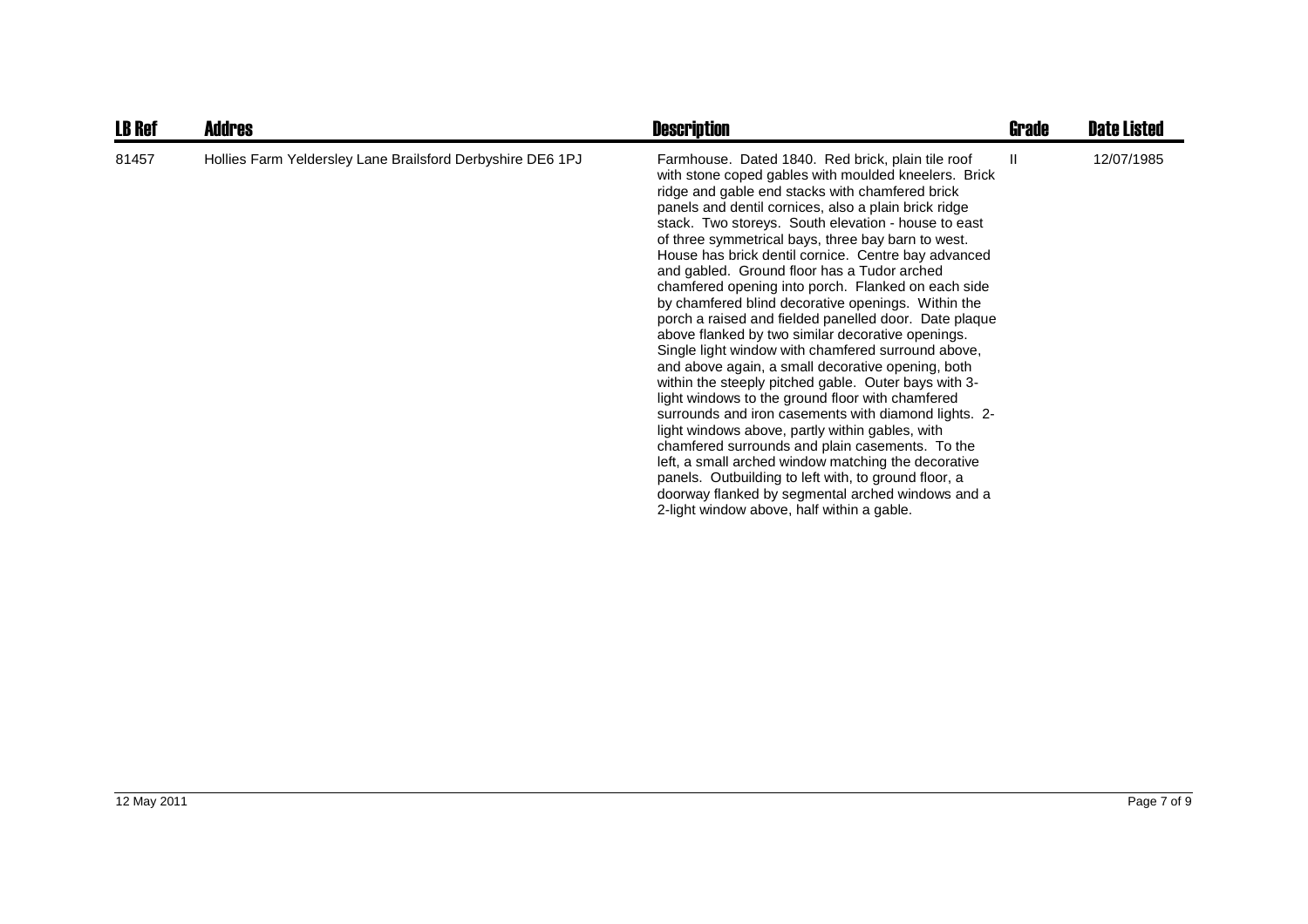| LB Ref | Addres | Description | Grade | Date Listed |
| --- | --- | --- | --- | --- |
| 81457 | Hollies Farm Yeldersley Lane Brailsford Derbyshire DE6 1PJ | Farmhouse. Dated 1840. Red brick, plain tile roof with stone coped gables with moulded kneelers. Brick ridge and gable end stacks with chamfered brick panels and dentil cornices, also a plain brick ridge stack. Two storeys. South elevation - house to east of three symmetrical bays, three bay barn to west. House has brick dentil cornice. Centre bay advanced and gabled. Ground floor has a Tudor arched chamfered opening into porch. Flanked on each side by chamfered blind decorative openings. Within the porch a raised and fielded panelled door. Date plaque above flanked by two similar decorative openings. Single light window with chamfered surround above, and above again, a small decorative opening, both within the steeply pitched gable. Outer bays with 3-light windows to the ground floor with chamfered surrounds and iron casements with diamond lights. 2-light windows above, partly within gables, with chamfered surrounds and plain casements. To the left, a small arched window matching the decorative panels. Outbuilding to left with, to ground floor, a doorway flanked by segmental arched windows and a 2-light window above, half within a gable. | II | 12/07/1985 |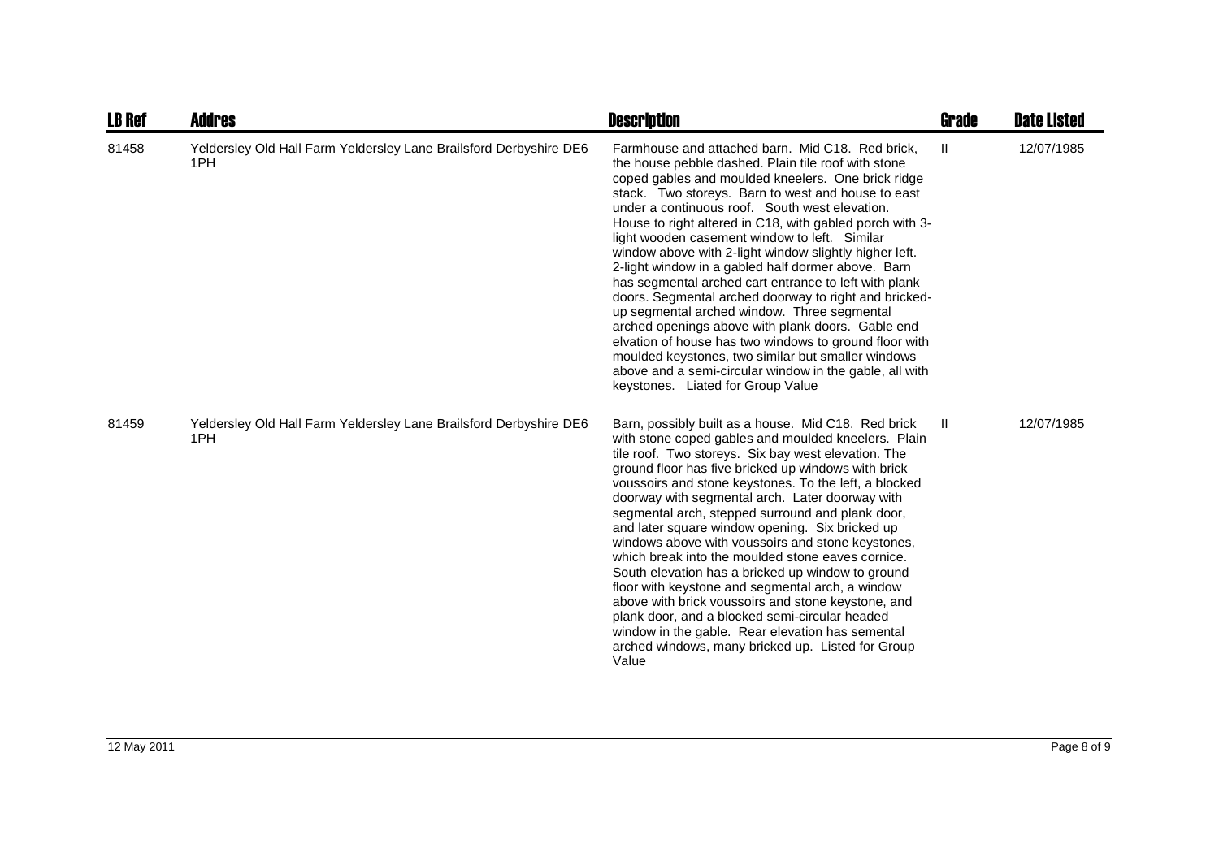| LB Ref | Addres | Description | Grade | Date Listed |
|---|---|---|---|---|
| 81458 | Yeldersley Old Hall Farm Yeldersley Lane Brailsford Derbyshire DE6 1PH | Farmhouse and attached barn. Mid C18. Red brick, the house pebble dashed. Plain tile roof with stone coped gables and moulded kneelers. One brick ridge stack. Two storeys. Barn to west and house to east under a continuous roof. South west elevation. House to right altered in C18, with gabled porch with 3-light wooden casement window to left. Similar window above with 2-light window slightly higher left. 2-light window in a gabled half dormer above. Barn has segmental arched cart entrance to left with plank doors. Segmental arched doorway to right and bricked-up segmental arched window. Three segmental arched openings above with plank doors. Gable end elvation of house has two windows to ground floor with moulded keystones, two similar but smaller windows above and a semi-circular window in the gable, all with keystones. Liated for Group Value | II | 12/07/1985 |
| 81459 | Yeldersley Old Hall Farm Yeldersley Lane Brailsford Derbyshire DE6 1PH | Barn, possibly built as a house. Mid C18. Red brick with stone coped gables and moulded kneelers. Plain tile roof. Two storeys. Six bay west elevation. The ground floor has five bricked up windows with brick voussoirs and stone keystones. To the left, a blocked doorway with segmental arch. Later doorway with segmental arch, stepped surround and plank door, and later square window opening. Six bricked up windows above with voussoirs and stone keystones, which break into the moulded stone eaves cornice. South elevation has a bricked up window to ground floor with keystone and segmental arch, a window above with brick voussoirs and stone keystone, and plank door, and a blocked semi-circular headed window in the gable. Rear elevation has semental arched windows, many bricked up. Listed for Group Value | II | 12/07/1985 |

12 May 2011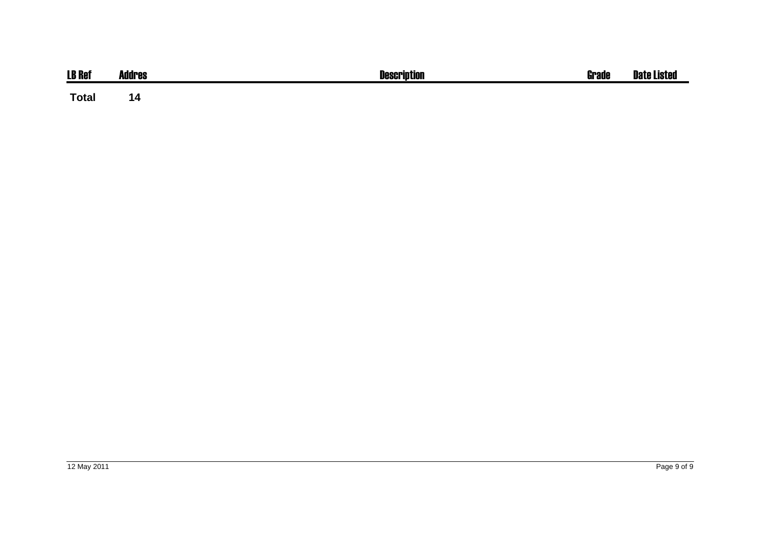| LB Ref | Addres | Description | Grade | Date Listed |
| --- | --- | --- | --- | --- |
| **Total** | **14** | | | |